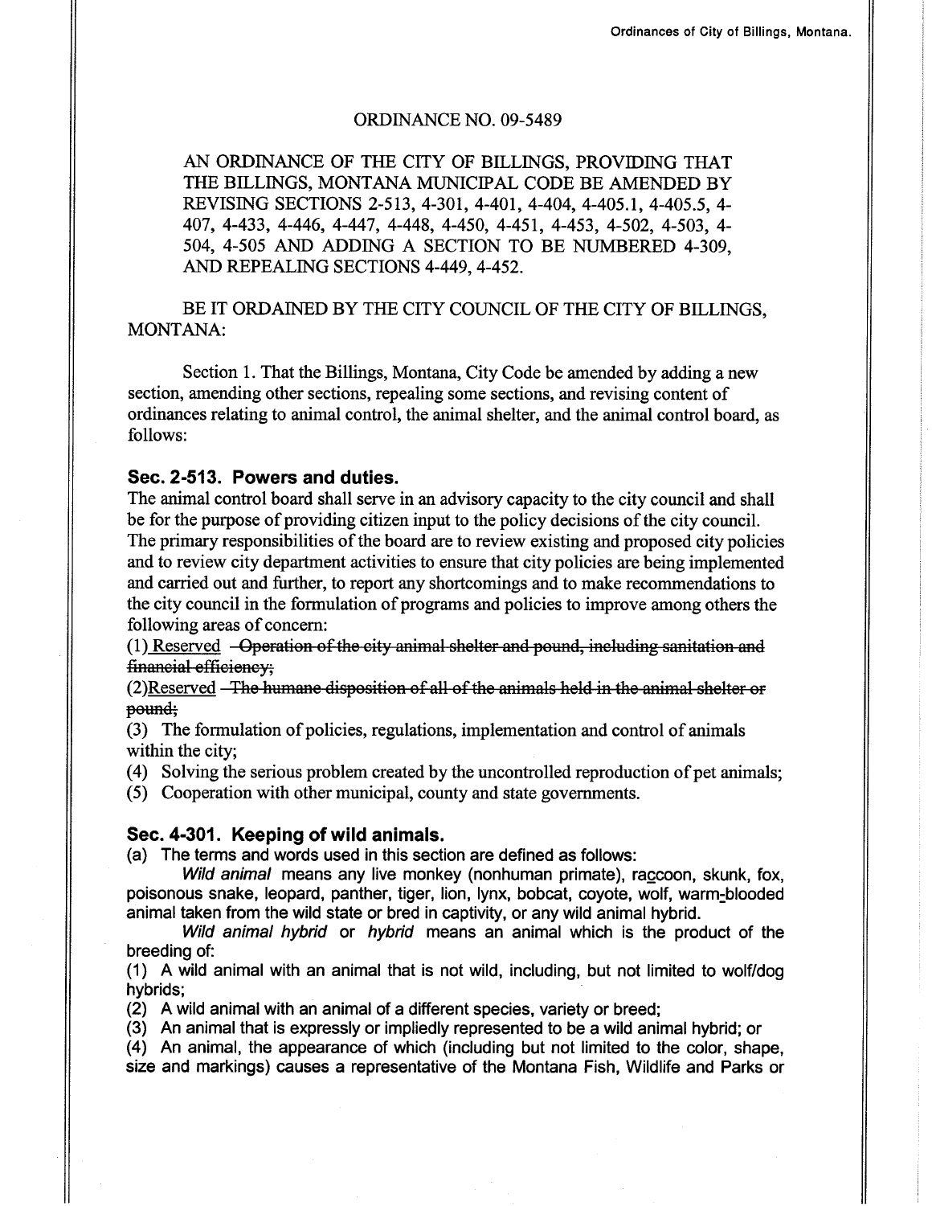ORDINANCE NO. 09-5489

AN ORDINANCE OF THE CITY OF BILLINGS, PROVIDING THAT THE BILLINGS, MONTANA MUNICIPAL CODE BE AMENDED BY REVISING SECTIONS 2-513, 4-301, 4-401, 4-404, 4-405.1, 4-405.5, 4-407, 4-433, 4-446, 4-447, 4-448, 4-450, 4-451, 4-453, 4-502, 4-503, 4-504, 4-505 AND ADDING A SECTION TO BE NUMBERED 4-309, AND REPEALING SECTIONS 4-449, 4-452.

BE IT ORDAINED BY THE CITY COUNCIL OF THE CITY OF BILLINGS, MONTANA:

Section 1. That the Billings, Montana, City Code be amended by adding a new section, amending other sections, repealing some sections, and revising content of ordinances relating to animal control, the animal shelter, and the animal control board, as follows:

## Sec. 2-513. Powers and duties.

The animal control board shall serve in an advisory capacity to the city council and shall be for the purpose of providing citizen input to the policy decisions of the city council. The primary responsibilities of the board are to review existing and proposed city policies and to review city department activities to ensure that city policies are being implemented and carried out and further, to report any shortcomings and to make recommendations to the city council in the formulation of programs and policies to improve among others the following areas of concern:

(1) <u>Reserved</u> ~~Operation of the city animal shelter and pound, including sanitation and financial efficiency;~~

(2)<u>Reserved</u> ~~The humane disposition of all of the animals held in the animal shelter or pound;~~

(3) The formulation of policies, regulations, implementation and control of animals within the city;

(4) Solving the serious problem created by the uncontrolled reproduction of pet animals;

(5) Cooperation with other municipal, county and state governments.

## Sec. 4-301. Keeping of wild animals.

(a) The terms and words used in this section are defined as follows:

*Wild animal* means any live monkey (nonhuman primate), raccoon, skunk, fox, poisonous snake, leopard, panther, tiger, lion, lynx, bobcat, coyote, wolf, warm-blooded animal taken from the wild state or bred in captivity, or any wild animal hybrid.

*Wild animal hybrid* or *hybrid* means an animal which is the product of the breeding of:

(1) A wild animal with an animal that is not wild, including, but not limited to wolf/dog hybrids;

(2) A wild animal with an animal of a different species, variety or breed;

(3) An animal that is expressly or impliedly represented to be a wild animal hybrid; or

(4) An animal, the appearance of which (including but not limited to the color, shape, size and markings) causes a representative of the Montana Fish, Wildlife and Parks or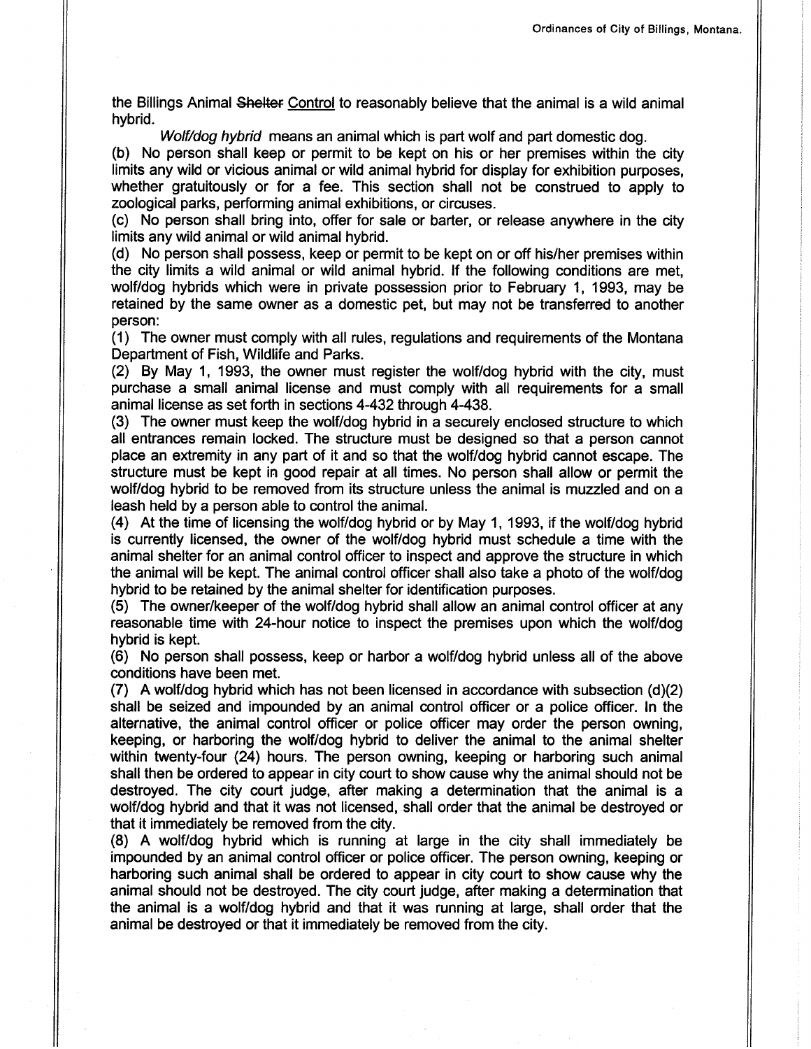the Billings Animal ~~Shelter~~ Control to reasonably believe that the animal is a wild animal hybrid.

*Wolf/dog hybrid* means an animal which is part wolf and part domestic dog.

(b) No person shall keep or permit to be kept on his or her premises within the city limits any wild or vicious animal or wild animal hybrid for display for exhibition purposes, whether gratuitously or for a fee. This section shall not be construed to apply to zoological parks, performing animal exhibitions, or circuses.

(c) No person shall bring into, offer for sale or barter, or release anywhere in the city limits any wild animal or wild animal hybrid.

(d) No person shall possess, keep or permit to be kept on or off his/her premises within the city limits a wild animal or wild animal hybrid. If the following conditions are met, wolf/dog hybrids which were in private possession prior to February 1, 1993, may be retained by the same owner as a domestic pet, but may not be transferred to another person:

(1) The owner must comply with all rules, regulations and requirements of the Montana Department of Fish, Wildlife and Parks.

(2) By May 1, 1993, the owner must register the wolf/dog hybrid with the city, must purchase a small animal license and must comply with all requirements for a small animal license as set forth in sections 4-432 through 4-438.

(3) The owner must keep the wolf/dog hybrid in a securely enclosed structure to which all entrances remain locked. The structure must be designed so that a person cannot place an extremity in any part of it and so that the wolf/dog hybrid cannot escape. The structure must be kept in good repair at all times. No person shall allow or permit the wolf/dog hybrid to be removed from its structure unless the animal is muzzled and on a leash held by a person able to control the animal.

(4) At the time of licensing the wolf/dog hybrid or by May 1, 1993, if the wolf/dog hybrid is currently licensed, the owner of the wolf/dog hybrid must schedule a time with the animal shelter for an animal control officer to inspect and approve the structure in which the animal will be kept. The animal control officer shall also take a photo of the wolf/dog hybrid to be retained by the animal shelter for identification purposes.

(5) The owner/keeper of the wolf/dog hybrid shall allow an animal control officer at any reasonable time with 24-hour notice to inspect the premises upon which the wolf/dog hybrid is kept.

(6) No person shall possess, keep or harbor a wolf/dog hybrid unless all of the above conditions have been met.

(7) A wolf/dog hybrid which has not been licensed in accordance with subsection (d)(2) shall be seized and impounded by an animal control officer or a police officer. In the alternative, the animal control officer or police officer may order the person owning, keeping, or harboring the wolf/dog hybrid to deliver the animal to the animal shelter within twenty-four (24) hours. The person owning, keeping or harboring such animal shall then be ordered to appear in city court to show cause why the animal should not be destroyed. The city court judge, after making a determination that the animal is a wolf/dog hybrid and that it was not licensed, shall order that the animal be destroyed or that it immediately be removed from the city.

(8) A wolf/dog hybrid which is running at large in the city shall immediately be impounded by an animal control officer or police officer. The person owning, keeping or harboring such animal shall be ordered to appear in city court to show cause why the animal should not be destroyed. The city court judge, after making a determination that the animal is a wolf/dog hybrid and that it was running at large, shall order that the animal be destroyed or that it immediately be removed from the city.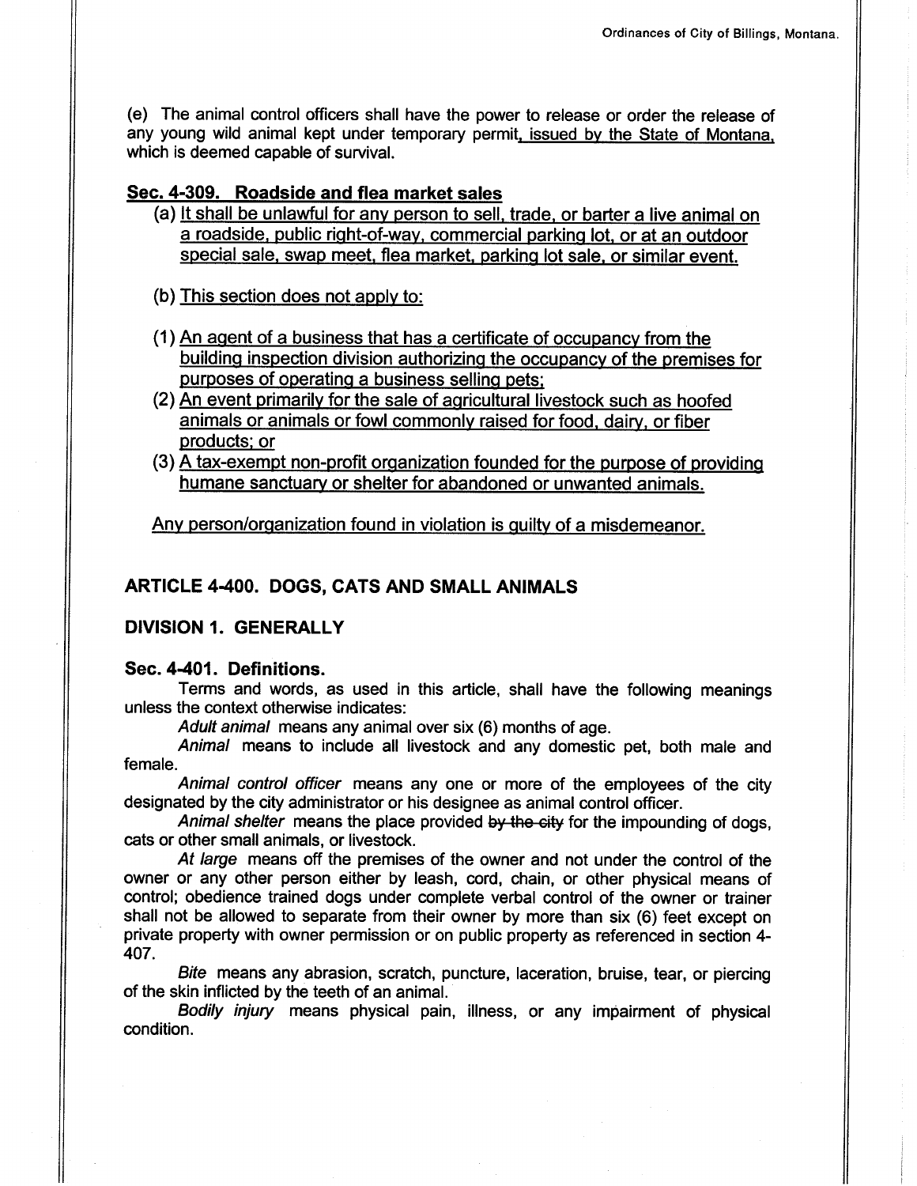(e) The animal control officers shall have the power to release or order the release of any young wild animal kept under temporary permit, issued by the State of Montana, which is deemed capable of survival.

### Sec. 4-309. Roadside and flea market sales

(a) It shall be unlawful for any person to sell, trade, or barter a live animal on a roadside, public right-of-way, commercial parking lot, or at an outdoor special sale, swap meet, flea market, parking lot sale, or similar event.

(b) This section does not apply to:

(1) An agent of a business that has a certificate of occupancy from the building inspection division authorizing the occupancy of the premises for purposes of operating a business selling pets;

(2) An event primarily for the sale of agricultural livestock such as hoofed animals or animals or fowl commonly raised for food, dairy, or fiber products; or

(3) A tax-exempt non-profit organization founded for the purpose of providing humane sanctuary or shelter for abandoned or unwanted animals.

Any person/organization found in violation is guilty of a misdemeanor.

## ARTICLE 4-400. DOGS, CATS AND SMALL ANIMALS

### DIVISION 1. GENERALLY

### Sec. 4-401. Definitions.

Terms and words, as used in this article, shall have the following meanings unless the context otherwise indicates:

*Adult animal* means any animal over six (6) months of age.

*Animal* means to include all livestock and any domestic pet, both male and female.

*Animal control officer* means any one or more of the employees of the city designated by the city administrator or his designee as animal control officer.

*Animal shelter* means the place provided ~~by the city~~ for the impounding of dogs, cats or other small animals, or livestock.

*At large* means off the premises of the owner and not under the control of the owner or any other person either by leash, cord, chain, or other physical means of control; obedience trained dogs under complete verbal control of the owner or trainer shall not be allowed to separate from their owner by more than six (6) feet except on private property with owner permission or on public property as referenced in section 4-407.

*Bite* means any abrasion, scratch, puncture, laceration, bruise, tear, or piercing of the skin inflicted by the teeth of an animal.

*Bodily injury* means physical pain, illness, or any impairment of physical condition.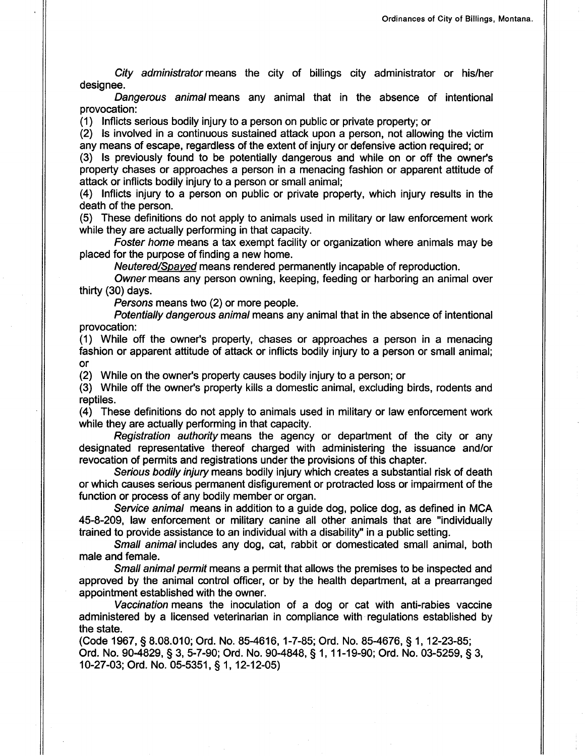*City administrator* means the city of billings city administrator or his/her designee.

*Dangerous animal* means any animal that in the absence of intentional provocation:

(1) Inflicts serious bodily injury to a person on public or private property; or

(2) Is involved in a continuous sustained attack upon a person, not allowing the victim any means of escape, regardless of the extent of injury or defensive action required; or

(3) Is previously found to be potentially dangerous and while on or off the owner's property chases or approaches a person in a menacing fashion or apparent attitude of attack or inflicts bodily injury to a person or small animal;

(4) Inflicts injury to a person on public or private property, which injury results in the death of the person.

(5) These definitions do not apply to animals used in military or law enforcement work while they are actually performing in that capacity.

*Foster home* means a tax exempt facility or organization where animals may be placed for the purpose of finding a new home.

*Neutered/Spayed* means rendered permanently incapable of reproduction.

*Owner* means any person owning, keeping, feeding or harboring an animal over thirty (30) days.

*Persons* means two (2) or more people.

*Potentially dangerous animal* means any animal that in the absence of intentional provocation:

(1) While off the owner's property, chases or approaches a person in a menacing fashion or apparent attitude of attack or inflicts bodily injury to a person or small animal; or

(2) While on the owner's property causes bodily injury to a person; or

(3) While off the owner's property kills a domestic animal, excluding birds, rodents and reptiles.

(4) These definitions do not apply to animals used in military or law enforcement work while they are actually performing in that capacity.

*Registration authority* means the agency or department of the city or any designated representative thereof charged with administering the issuance and/or revocation of permits and registrations under the provisions of this chapter.

*Serious bodily injury* means bodily injury which creates a substantial risk of death or which causes serious permanent disfigurement or protracted loss or impairment of the function or process of any bodily member or organ.

*Service animal* means in addition to a guide dog, police dog, as defined in MCA 45-8-209, law enforcement or military canine all other animals that are "individually trained to provide assistance to an individual with a disability" in a public setting.

*Small animal* includes any dog, cat, rabbit or domesticated small animal, both male and female.

*Small animal permit* means a permit that allows the premises to be inspected and approved by the animal control officer, or by the health department, at a prearranged appointment established with the owner.

*Vaccination* means the inoculation of a dog or cat with anti-rabies vaccine administered by a licensed veterinarian in compliance with regulations established by the state.

(Code 1967, § 8.08.010; Ord. No. 85-4616, 1-7-85; Ord. No. 85-4676, § 1, 12-23-85; Ord. No. 90-4829, § 3, 5-7-90; Ord. No. 90-4848, § 1, 11-19-90; Ord. No. 03-5259, § 3, 10-27-03; Ord. No. 05-5351, § 1, 12-12-05)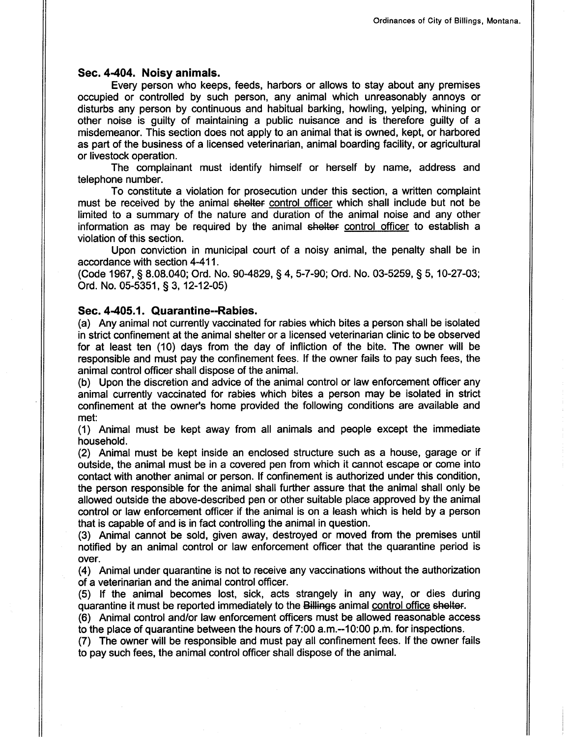### Sec. 4-404. Noisy animals.

Every person who keeps, feeds, harbors or allows to stay about any premises occupied or controlled by such person, any animal which unreasonably annoys or disturbs any person by continuous and habitual barking, howling, yelping, whining or other noise is guilty of maintaining a public nuisance and is therefore guilty of a misdemeanor. This section does not apply to an animal that is owned, kept, or harbored as part of the business of a licensed veterinarian, animal boarding facility, or agricultural or livestock operation.

The complainant must identify himself or herself by name, address and telephone number.

To constitute a violation for prosecution under this section, a written complaint must be received by the animal ~~shelter~~ control officer which shall include but not be limited to a summary of the nature and duration of the animal noise and any other information as may be required by the animal ~~shelter~~ control officer to establish a violation of this section.

Upon conviction in municipal court of a noisy animal, the penalty shall be in accordance with section 4-411.

(Code 1967, § 8.08.040; Ord. No. 90-4829, § 4, 5-7-90; Ord. No. 03-5259, § 5, 10-27-03; Ord. No. 05-5351, § 3, 12-12-05)

### Sec. 4-405.1. Quarantine--Rabies.

(a) Any animal not currently vaccinated for rabies which bites a person shall be isolated in strict confinement at the animal shelter or a licensed veterinarian clinic to be observed for at least ten (10) days from the day of infliction of the bite. The owner will be responsible and must pay the confinement fees. If the owner fails to pay such fees, the animal control officer shall dispose of the animal.

(b) Upon the discretion and advice of the animal control or law enforcement officer any animal currently vaccinated for rabies which bites a person may be isolated in strict confinement at the owner's home provided the following conditions are available and met:

(1) Animal must be kept away from all animals and people except the immediate household.

(2) Animal must be kept inside an enclosed structure such as a house, garage or if outside, the animal must be in a covered pen from which it cannot escape or come into contact with another animal or person. If confinement is authorized under this condition, the person responsible for the animal shall further assure that the animal shall only be allowed outside the above-described pen or other suitable place approved by the animal control or law enforcement officer if the animal is on a leash which is held by a person that is capable of and is in fact controlling the animal in question.

(3) Animal cannot be sold, given away, destroyed or moved from the premises until notified by an animal control or law enforcement officer that the quarantine period is over.

(4) Animal under quarantine is not to receive any vaccinations without the authorization of a veterinarian and the animal control officer.

(5) If the animal becomes lost, sick, acts strangely in any way, or dies during quarantine it must be reported immediately to the ~~Billings~~ animal control office ~~shelter~~.

(6) Animal control and/or law enforcement officers must be allowed reasonable access to the place of quarantine between the hours of 7:00 a.m.--10:00 p.m. for inspections.

(7) The owner will be responsible and must pay all confinement fees. If the owner fails to pay such fees, the animal control officer shall dispose of the animal.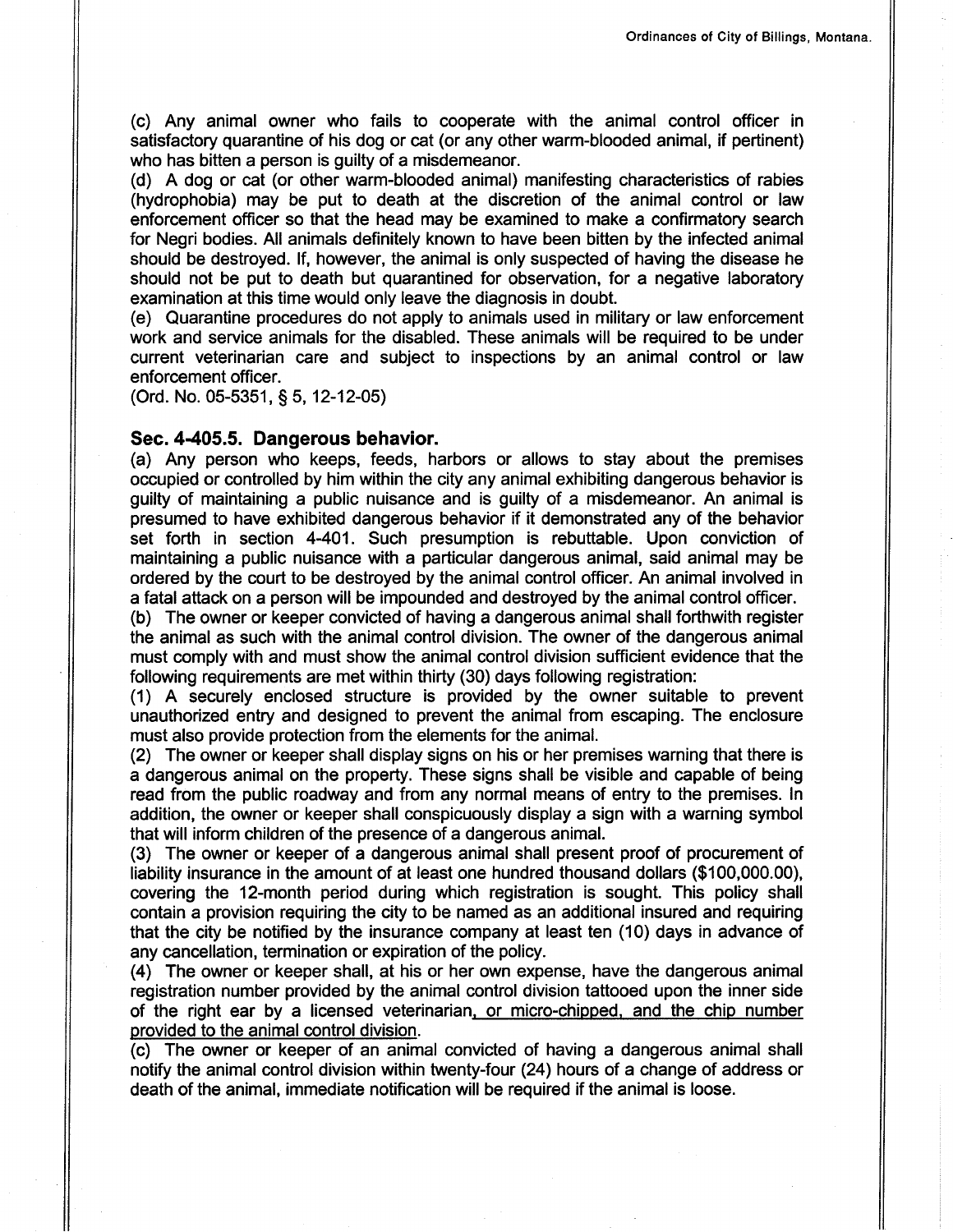(c) Any animal owner who fails to cooperate with the animal control officer in satisfactory quarantine of his dog or cat (or any other warm-blooded animal, if pertinent) who has bitten a person is guilty of a misdemeanor.

(d) A dog or cat (or other warm-blooded animal) manifesting characteristics of rabies (hydrophobia) may be put to death at the discretion of the animal control or law enforcement officer so that the head may be examined to make a confirmatory search for Negri bodies. All animals definitely known to have been bitten by the infected animal should be destroyed. If, however, the animal is only suspected of having the disease he should not be put to death but quarantined for observation, for a negative laboratory examination at this time would only leave the diagnosis in doubt.

(e) Quarantine procedures do not apply to animals used in military or law enforcement work and service animals for the disabled. These animals will be required to be under current veterinarian care and subject to inspections by an animal control or law enforcement officer.

(Ord. No. 05-5351, § 5, 12-12-05)

### Sec. 4-405.5. Dangerous behavior.

(a) Any person who keeps, feeds, harbors or allows to stay about the premises occupied or controlled by him within the city any animal exhibiting dangerous behavior is guilty of maintaining a public nuisance and is guilty of a misdemeanor. An animal is presumed to have exhibited dangerous behavior if it demonstrated any of the behavior set forth in section 4-401. Such presumption is rebuttable. Upon conviction of maintaining a public nuisance with a particular dangerous animal, said animal may be ordered by the court to be destroyed by the animal control officer. An animal involved in a fatal attack on a person will be impounded and destroyed by the animal control officer.

(b) The owner or keeper convicted of having a dangerous animal shall forthwith register the animal as such with the animal control division. The owner of the dangerous animal must comply with and must show the animal control division sufficient evidence that the following requirements are met within thirty (30) days following registration:

(1) A securely enclosed structure is provided by the owner suitable to prevent unauthorized entry and designed to prevent the animal from escaping. The enclosure must also provide protection from the elements for the animal.

(2) The owner or keeper shall display signs on his or her premises warning that there is a dangerous animal on the property. These signs shall be visible and capable of being read from the public roadway and from any normal means of entry to the premises. In addition, the owner or keeper shall conspicuously display a sign with a warning symbol that will inform children of the presence of a dangerous animal.

(3) The owner or keeper of a dangerous animal shall present proof of procurement of liability insurance in the amount of at least one hundred thousand dollars ($100,000.00), covering the 12-month period during which registration is sought. This policy shall contain a provision requiring the city to be named as an additional insured and requiring that the city be notified by the insurance company at least ten (10) days in advance of any cancellation, termination or expiration of the policy.

(4) The owner or keeper shall, at his or her own expense, have the dangerous animal registration number provided by the animal control division tattooed upon the inner side of the right ear by a licensed veterinarian, or micro-chipped, and the chip number provided to the animal control division.

(c) The owner or keeper of an animal convicted of having a dangerous animal shall notify the animal control division within twenty-four (24) hours of a change of address or death of the animal, immediate notification will be required if the animal is loose.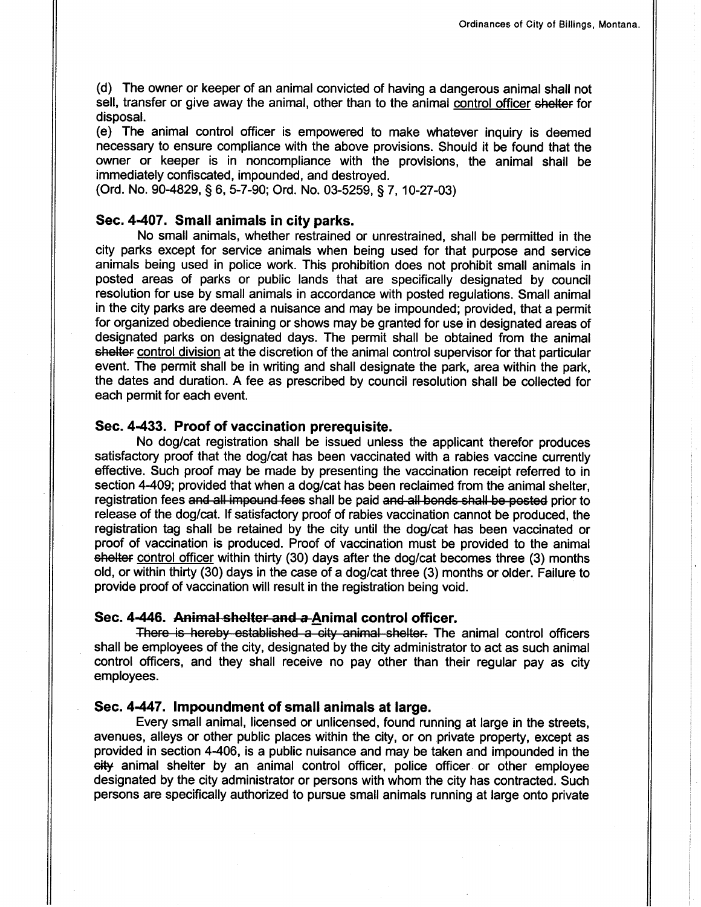(d) The owner or keeper of an animal convicted of having a dangerous animal shall not sell, transfer or give away the animal, other than to the animal <u>control officer</u> ~~shelter~~ for disposal.

(e) The animal control officer is empowered to make whatever inquiry is deemed necessary to ensure compliance with the above provisions. Should it be found that the owner or keeper is in noncompliance with the provisions, the animal shall be immediately confiscated, impounded, and destroyed.

(Ord. No. 90-4829, § 6, 5-7-90; Ord. No. 03-5259, § 7, 10-27-03)

### Sec. 4-407. Small animals in city parks.

No small animals, whether restrained or unrestrained, shall be permitted in the city parks except for service animals when being used for that purpose and service animals being used in police work. This prohibition does not prohibit small animals in posted areas of parks or public lands that are specifically designated by council resolution for use by small animals in accordance with posted regulations. Small animal in the city parks are deemed a nuisance and may be impounded; provided, that a permit for organized obedience training or shows may be granted for use in designated areas of designated parks on designated days. The permit shall be obtained from the animal ~~shelter~~ <u>control division</u> at the discretion of the animal control supervisor for that particular event. The permit shall be in writing and shall designate the park, area within the park, the dates and duration. A fee as prescribed by council resolution shall be collected for each permit for each event.

### Sec. 4-433. Proof of vaccination prerequisite.

No dog/cat registration shall be issued unless the applicant therefor produces satisfactory proof that the dog/cat has been vaccinated with a rabies vaccine currently effective. Such proof may be made by presenting the vaccination receipt referred to in section 4-409; provided that when a dog/cat has been reclaimed from the animal shelter, registration fees ~~and all impound fees~~ shall be paid ~~and all bonds shall be posted~~ prior to release of the dog/cat. If satisfactory proof of rabies vaccination cannot be produced, the registration tag shall be retained by the city until the dog/cat has been vaccinated or proof of vaccination is produced. Proof of vaccination must be provided to the animal ~~shelter~~ <u>control officer</u> within thirty (30) days after the dog/cat becomes three (3) months old, or within thirty (30) days in the case of a dog/cat three (3) months or older. Failure to provide proof of vaccination will result in the registration being void.

### Sec. 4-446. ~~Animal shelter and a~~ <u>A</u>nimal control officer.

~~There is hereby established a city animal shelter.~~ The animal control officers shall be employees of the city, designated by the city administrator to act as such animal control officers, and they shall receive no pay other than their regular pay as city employees.

### Sec. 4-447. Impoundment of small animals at large.

Every small animal, licensed or unlicensed, found running at large in the streets, avenues, alleys or other public places within the city, or on private property, except as provided in section 4-406, is a public nuisance and may be taken and impounded in the ~~city~~ animal shelter by an animal control officer, police officer or other employee designated by the city administrator or persons with whom the city has contracted. Such persons are specifically authorized to pursue small animals running at large onto private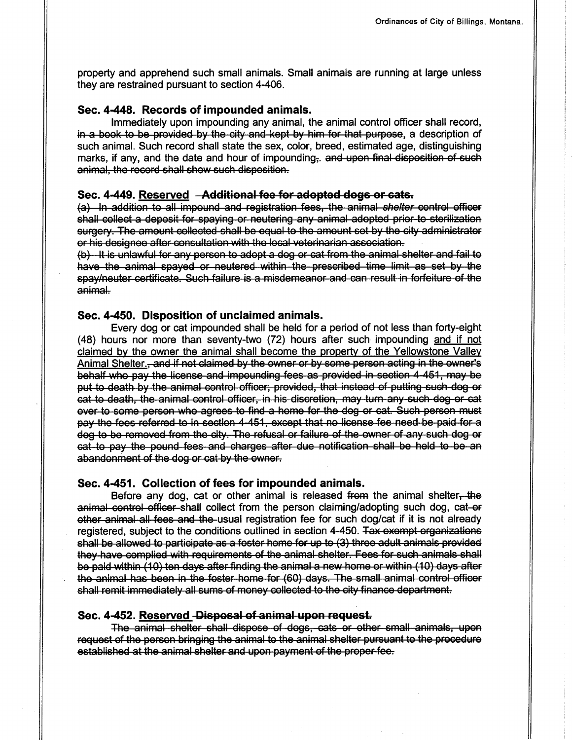property and apprehend such small animals. Small animals are running at large unless they are restrained pursuant to section 4-406.

### Sec. 4-448. Records of impounded animals.

Immediately upon impounding any animal, the animal control officer shall record, ~~in a book to be provided by the city and kept by him for that purpose~~, a description of such animal. Such record shall state the sex, color, breed, estimated age, distinguishing marks, if any, and the date and hour of impounding~~,~~. ~~and upon final disposition of such animal, the record shall show such disposition.~~

### Sec. 4-449. <u>Reserved</u> ~~-Additional fee for adopted dogs or cats.~~

~~(a) In addition to all impound and registration fees, the animal *shelter* control officer shall collect a deposit for spaying or neutering any animal adopted prior to sterilization surgery. The amount collected shall be equal to the amount set by the city administrator or his designee after consultation with the local veterinarian association.~~

~~(b) It is unlawful for any person to adopt a dog or cat from the animal shelter and fail to have the animal spayed or neutered within the prescribed time limit as set by the spay/neuter certificate. Such failure is a misdemeanor and can result in forfeiture of the animal.~~

### Sec. 4-450. Disposition of unclaimed animals.

Every dog or cat impounded shall be held for a period of not less than forty-eight (48) hours nor more than seventy-two (72) hours after such impounding <u>and if not claimed by the owner the animal shall become the property of the Yellowstone Valley Animal Shelter.</u>~~, and if not claimed by the owner or by some person acting in the owner's behalf who pay the license and impounding fees as provided in section 4-451, may be put to death by the animal control officer; provided, that instead of putting such dog or cat to death, the animal control officer, in his discretion, may turn any such dog or cat over to some person who agrees to find a home for the dog or cat. Such person must pay the fees referred to in section 4-451, except that no license fee need be paid for a dog to be removed from the city. The refusal or failure of the owner of any such dog or cat to pay the pound fees and charges after due notification shall be held to be an abandonment of the dog or cat by the owner.~~

### Sec. 4-451. Collection of fees for impounded animals.

Before any dog, cat or other animal is released ~~from~~ the animal shelter~~, the animal control officer~~ shall collect from the person claiming/adopting such dog, cat ~~or other animal all fees and the~~ usual registration fee for such dog/cat if it is not already registered, subject to the conditions outlined in section 4-450. ~~Tax exempt organizations shall be allowed to participate as a foster home for up to (3) three adult animals provided they have complied with requirements of the animal shelter. Fees for such animals shall be paid within (10) ten days after finding the animal a new home or within (10) days after the animal has been in the foster home for (60) days. The small animal control officer shall remit immediately all sums of money collected to the city finance department.~~

### Sec. 4-452. <u>Reserved</u> ~~-Disposal of animal upon request.~~

~~The animal shelter shall dispose of dogs, cats or other small animals, upon request of the person bringing the animal to the animal shelter pursuant to the procedure established at the animal shelter and upon payment of the proper fee.~~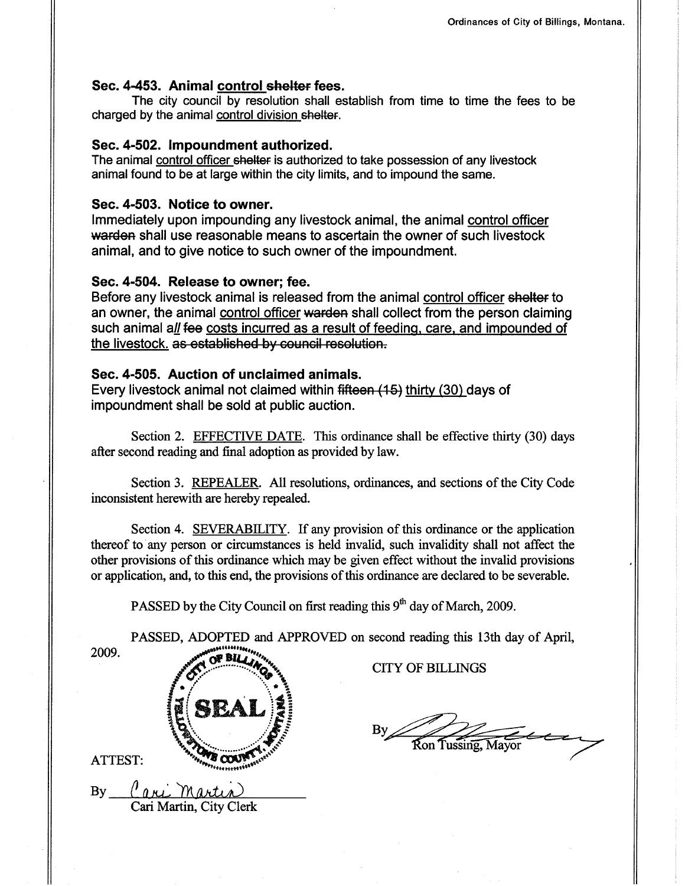### Sec. 4-453. Animal control ~~shelter~~ fees.

The city council by resolution shall establish from time to time the fees to be charged by the animal control division ~~shelter~~.

### Sec. 4-502. Impoundment authorized.

The animal control officer ~~shelter~~ is authorized to take possession of any livestock animal found to be at large within the city limits, and to impound the same.

### Sec. 4-503. Notice to owner.

Immediately upon impounding any livestock animal, the animal control officer ~~warden~~ shall use reasonable means to ascertain the owner of such livestock animal, and to give notice to such owner of the impoundment.

### Sec. 4-504. Release to owner; fee.

Before any livestock animal is released from the animal control officer ~~shelter~~ to an owner, the animal control officer ~~warden~~ shall collect from the person claiming such animal *all* ~~fee~~ costs incurred as a result of feeding, care, and impounded of the livestock. ~~as established by council resolution.~~

### Sec. 4-505. Auction of unclaimed animals.

Every livestock animal not claimed within ~~fifteen (15)~~ thirty (30) days of impoundment shall be sold at public auction.

Section 2. EFFECTIVE DATE. This ordinance shall be effective thirty (30) days after second reading and final adoption as provided by law.

Section 3. REPEALER. All resolutions, ordinances, and sections of the City Code inconsistent herewith are hereby repealed.

Section 4. SEVERABILITY. If any provision of this ordinance or the application thereof to any person or circumstances is held invalid, such invalidity shall not affect the other provisions of this ordinance which may be given effect without the invalid provisions or application, and, to this end, the provisions of this ordinance are declared to be severable.

PASSED by the City Council on first reading this 9th day of March, 2009.

PASSED, ADOPTED and APPROVED on second reading this 13th day of April, 2009.

CITY OF BILLINGS

By Ron Tussing, Mayor

ATTEST:

By Cari Martin
Cari Martin, City Clerk